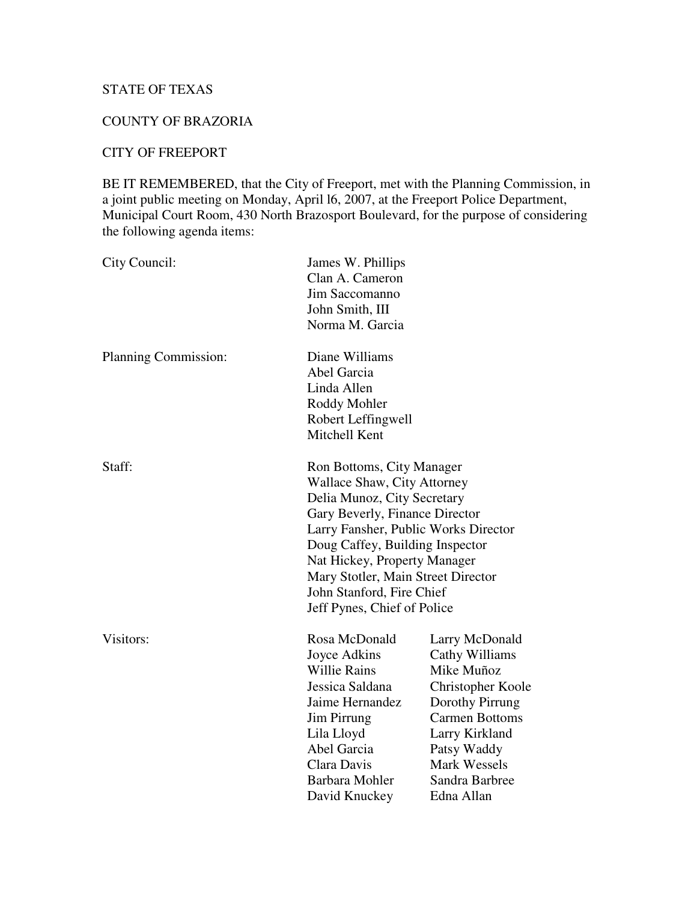STATE OF TEXAS

COUNTY OF BRAZORIA

CITY OF FREEPORT

BE IT REMEMBERED, that the City of Freeport, met with the Planning Commission, in a joint public meeting on Monday, April l6, 2007, at the Freeport Police Department, Municipal Court Room, 430 North Brazosport Boulevard, for the purpose of considering the following agenda items:

| | | |
|---|---|---|
| City Council: | James W. Phillips | |
| | Clan A. Cameron | |
| | Jim Saccomanno | |
| | John Smith, III | |
| | Norma M. Garcia | |
| Planning Commission: | Diane Williams | |
| | Abel Garcia | |
| | Linda Allen | |
| | Roddy Mohler | |
| | Robert Leffingwell | |
| | Mitchell Kent | |
| Staff: | Ron Bottoms, City Manager | |
| | Wallace Shaw, City Attorney | |
| | Delia Munoz, City Secretary | |
| | Gary Beverly, Finance Director | |
| | Larry Fansher, Public Works Director | |
| | Doug Caffey, Building Inspector | |
| | Nat Hickey, Property Manager | |
| | Mary Stotler, Main Street Director | |
| | John Stanford, Fire Chief | |
| | Jeff Pynes, Chief of Police | |
| Visitors: | Rosa McDonald | Larry McDonald |
| | Joyce Adkins | Cathy Williams |
| | Willie Rains | Mike Muñoz |
| | Jessica Saldana | Christopher Koole |
| | Jaime Hernandez | Dorothy Pirrung |
| | Jim Pirrung | Carmen Bottoms |
| | Lila Lloyd | Larry Kirkland |
| | Abel Garcia | Patsy Waddy |
| | Clara Davis | Mark Wessels |
| | Barbara Mohler | Sandra Barbree |
| | David Knuckey | Edna Allan |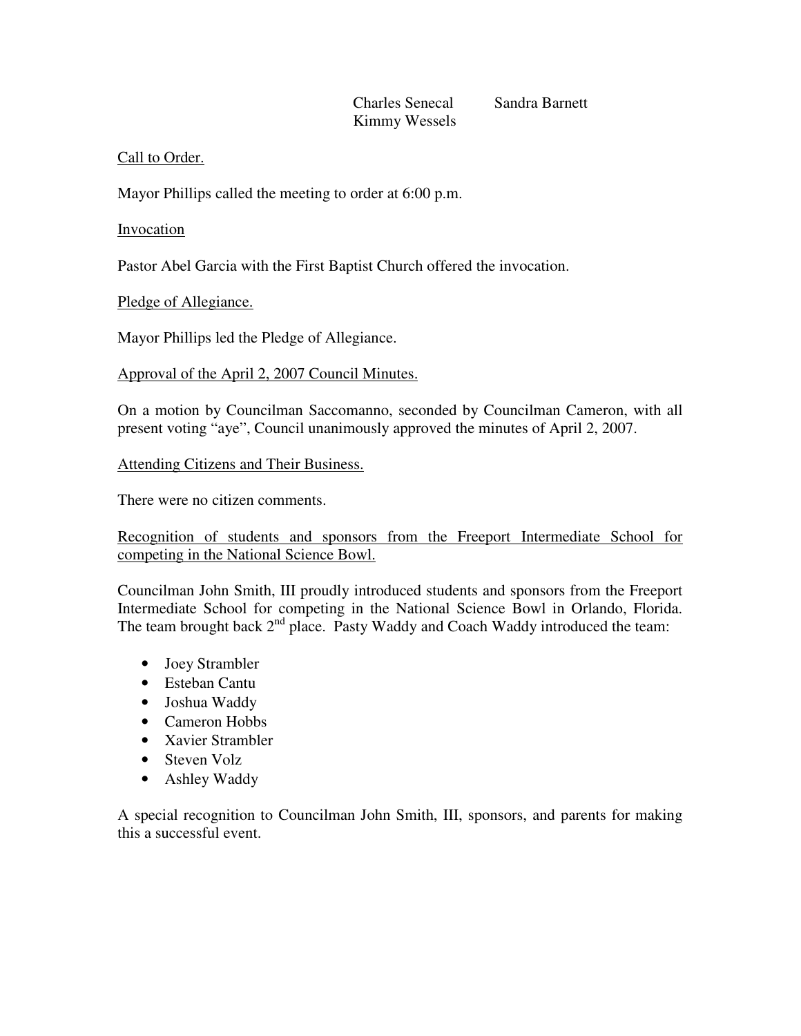Charles Senecal Sandra Barnett
Kimmy Wessels

Call to Order.

Mayor Phillips called the meeting to order at 6:00 p.m.

Invocation

Pastor Abel Garcia with the First Baptist Church offered the invocation.

Pledge of Allegiance.

Mayor Phillips led the Pledge of Allegiance.

Approval of the April 2, 2007 Council Minutes.

On a motion by Councilman Saccomanno, seconded by Councilman Cameron, with all present voting "aye", Council unanimously approved the minutes of April 2, 2007.

Attending Citizens and Their Business.

There were no citizen comments.

Recognition of students and sponsors from the Freeport Intermediate School for competing in the National Science Bowl.

Councilman John Smith, III proudly introduced students and sponsors from the Freeport Intermediate School for competing in the National Science Bowl in Orlando, Florida. The team brought back 2nd place. Pasty Waddy and Coach Waddy introduced the team:

- Joey Strambler
- Esteban Cantu
- Joshua Waddy
- Cameron Hobbs
- Xavier Strambler
- Steven Volz
- Ashley Waddy

A special recognition to Councilman John Smith, III, sponsors, and parents for making this a successful event.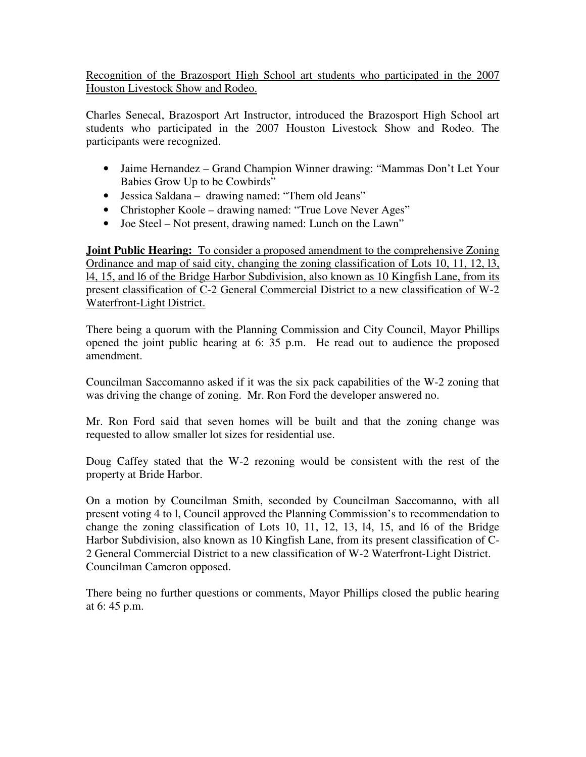Recognition of the Brazosport High School art students who participated in the 2007 Houston Livestock Show and Rodeo.

Charles Senecal, Brazosport Art Instructor, introduced the Brazosport High School art students who participated in the 2007 Houston Livestock Show and Rodeo. The participants were recognized.

- Jaime Hernandez – Grand Champion Winner drawing: "Mammas Don't Let Your Babies Grow Up to be Cowbirds"
- Jessica Saldana – drawing named: "Them old Jeans"
- Christopher Koole – drawing named: "True Love Never Ages"
- Joe Steel – Not present, drawing named: Lunch on the Lawn"

**Joint Public Hearing:** To consider a proposed amendment to the comprehensive Zoning Ordinance and map of said city, changing the zoning classification of Lots 10, 11, 12, l3, l4, 15, and l6 of the Bridge Harbor Subdivision, also known as 10 Kingfish Lane, from its present classification of C-2 General Commercial District to a new classification of W-2 Waterfront-Light District.

There being a quorum with the Planning Commission and City Council, Mayor Phillips opened the joint public hearing at 6: 35 p.m. He read out to audience the proposed amendment.

Councilman Saccomanno asked if it was the six pack capabilities of the W-2 zoning that was driving the change of zoning. Mr. Ron Ford the developer answered no.

Mr. Ron Ford said that seven homes will be built and that the zoning change was requested to allow smaller lot sizes for residential use.

Doug Caffey stated that the W-2 rezoning would be consistent with the rest of the property at Bride Harbor.

On a motion by Councilman Smith, seconded by Councilman Saccomanno, with all present voting 4 to l, Council approved the Planning Commission's to recommendation to change the zoning classification of Lots 10, 11, 12, 13, l4, 15, and l6 of the Bridge Harbor Subdivision, also known as 10 Kingfish Lane, from its present classification of C-2 General Commercial District to a new classification of W-2 Waterfront-Light District. Councilman Cameron opposed.

There being no further questions or comments, Mayor Phillips closed the public hearing at 6: 45 p.m.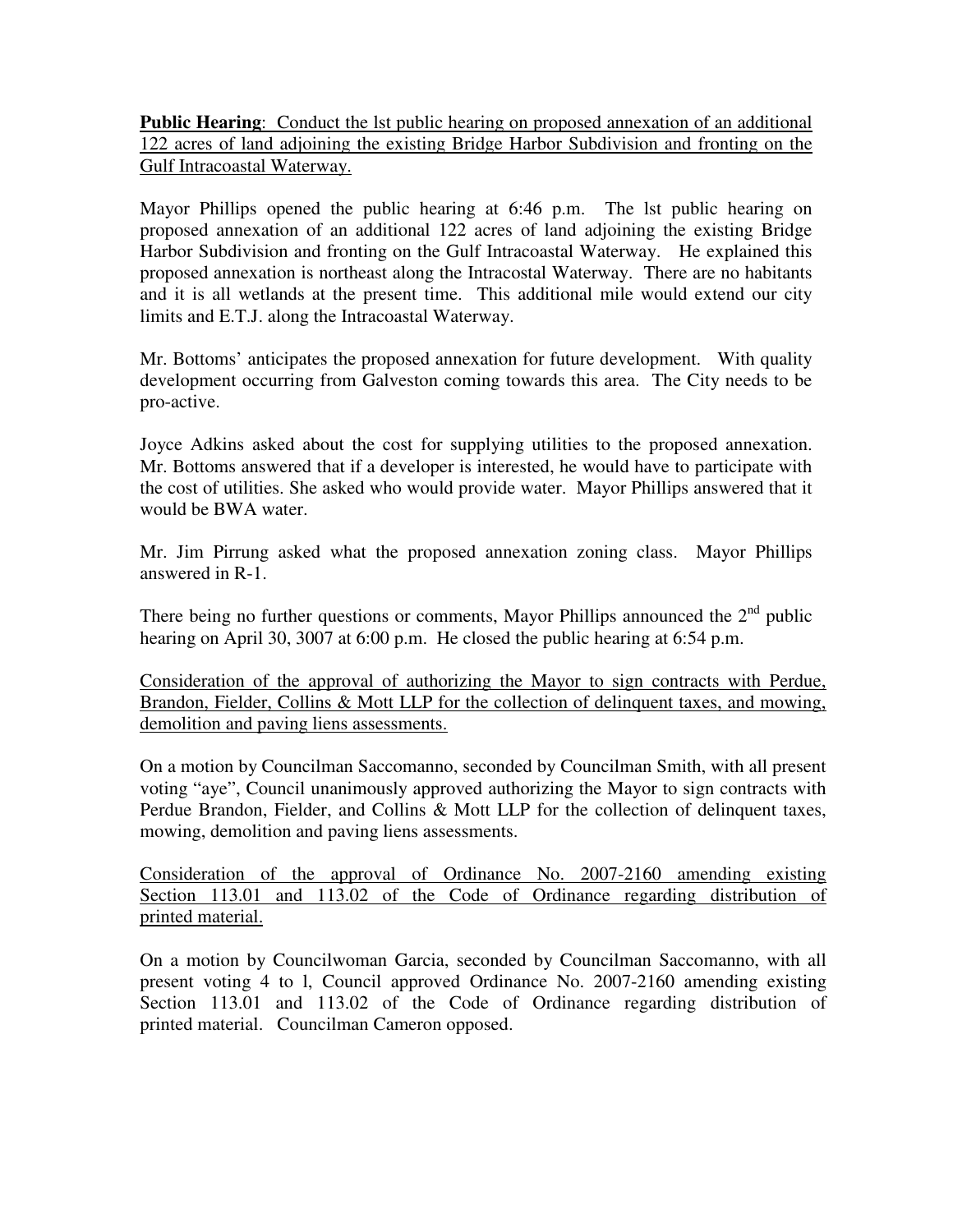**Public Hearing**: <u>Conduct the lst public hearing on proposed annexation of an additional 122 acres of land adjoining the existing Bridge Harbor Subdivision and fronting on the Gulf Intracoastal Waterway.</u>

Mayor Phillips opened the public hearing at 6:46 p.m. The lst public hearing on proposed annexation of an additional 122 acres of land adjoining the existing Bridge Harbor Subdivision and fronting on the Gulf Intracoastal Waterway. He explained this proposed annexation is northeast along the Intracostal Waterway. There are no habitants and it is all wetlands at the present time. This additional mile would extend our city limits and E.T.J. along the Intracoastal Waterway.

Mr. Bottoms' anticipates the proposed annexation for future development. With quality development occurring from Galveston coming towards this area. The City needs to be pro-active.

Joyce Adkins asked about the cost for supplying utilities to the proposed annexation. Mr. Bottoms answered that if a developer is interested, he would have to participate with the cost of utilities. She asked who would provide water. Mayor Phillips answered that it would be BWA water.

Mr. Jim Pirrung asked what the proposed annexation zoning class. Mayor Phillips answered in R-1.

There being no further questions or comments, Mayor Phillips announced the 2nd public hearing on April 30, 3007 at 6:00 p.m. He closed the public hearing at 6:54 p.m.

<u>Consideration of the approval of authorizing the Mayor to sign contracts with Perdue, Brandon, Fielder, Collins & Mott LLP for the collection of delinquent taxes, and mowing, demolition and paving liens assessments.</u>

On a motion by Councilman Saccomanno, seconded by Councilman Smith, with all present voting "aye", Council unanimously approved authorizing the Mayor to sign contracts with Perdue Brandon, Fielder, and Collins & Mott LLP for the collection of delinquent taxes, mowing, demolition and paving liens assessments.

<u>Consideration of the approval of Ordinance No. 2007-2160 amending existing Section 113.01 and 113.02 of the Code of Ordinance regarding distribution of printed material.</u>

On a motion by Councilwoman Garcia, seconded by Councilman Saccomanno, with all present voting 4 to l, Council approved Ordinance No. 2007-2160 amending existing Section 113.01 and 113.02 of the Code of Ordinance regarding distribution of printed material. Councilman Cameron opposed.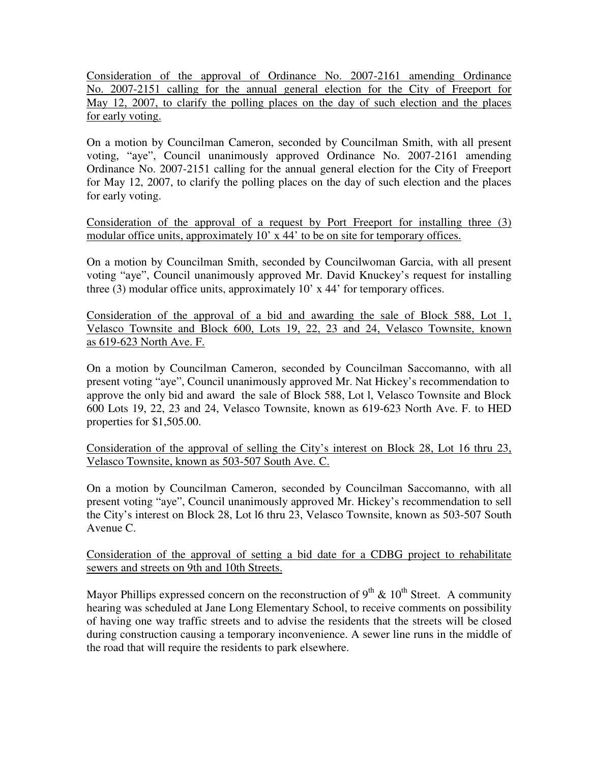Consideration of the approval of Ordinance No. 2007-2161 amending Ordinance No. 2007-2151 calling for the annual general election for the City of Freeport for May 12, 2007, to clarify the polling places on the day of such election and the places for early voting.

On a motion by Councilman Cameron, seconded by Councilman Smith, with all present voting, "aye", Council unanimously approved Ordinance No. 2007-2161 amending Ordinance No. 2007-2151 calling for the annual general election for the City of Freeport for May 12, 2007, to clarify the polling places on the day of such election and the places for early voting.

Consideration of the approval of a request by Port Freeport for installing three (3) modular office units, approximately 10' x 44' to be on site for temporary offices.

On a motion by Councilman Smith, seconded by Councilwoman Garcia, with all present voting "aye", Council unanimously approved Mr. David Knuckey's request for installing three (3) modular office units, approximately 10' x 44' for temporary offices.

Consideration of the approval of a bid and awarding the sale of Block 588, Lot 1, Velasco Townsite and Block 600, Lots 19, 22, 23 and 24, Velasco Townsite, known as 619-623 North Ave. F.

On a motion by Councilman Cameron, seconded by Councilman Saccomanno, with all present voting "aye", Council unanimously approved Mr. Nat Hickey's recommendation to approve the only bid and award the sale of Block 588, Lot l, Velasco Townsite and Block 600 Lots 19, 22, 23 and 24, Velasco Townsite, known as 619-623 North Ave. F. to HED properties for $1,505.00.

Consideration of the approval of selling the City's interest on Block 28, Lot 16 thru 23, Velasco Townsite, known as 503-507 South Ave. C.

On a motion by Councilman Cameron, seconded by Councilman Saccomanno, with all present voting "aye", Council unanimously approved Mr. Hickey's recommendation to sell the City's interest on Block 28, Lot l6 thru 23, Velasco Townsite, known as 503-507 South Avenue C.

Consideration of the approval of setting a bid date for a CDBG project to rehabilitate sewers and streets on 9th and 10th Streets.

Mayor Phillips expressed concern on the reconstruction of 9th & 10th Street. A community hearing was scheduled at Jane Long Elementary School, to receive comments on possibility of having one way traffic streets and to advise the residents that the streets will be closed during construction causing a temporary inconvenience. A sewer line runs in the middle of the road that will require the residents to park elsewhere.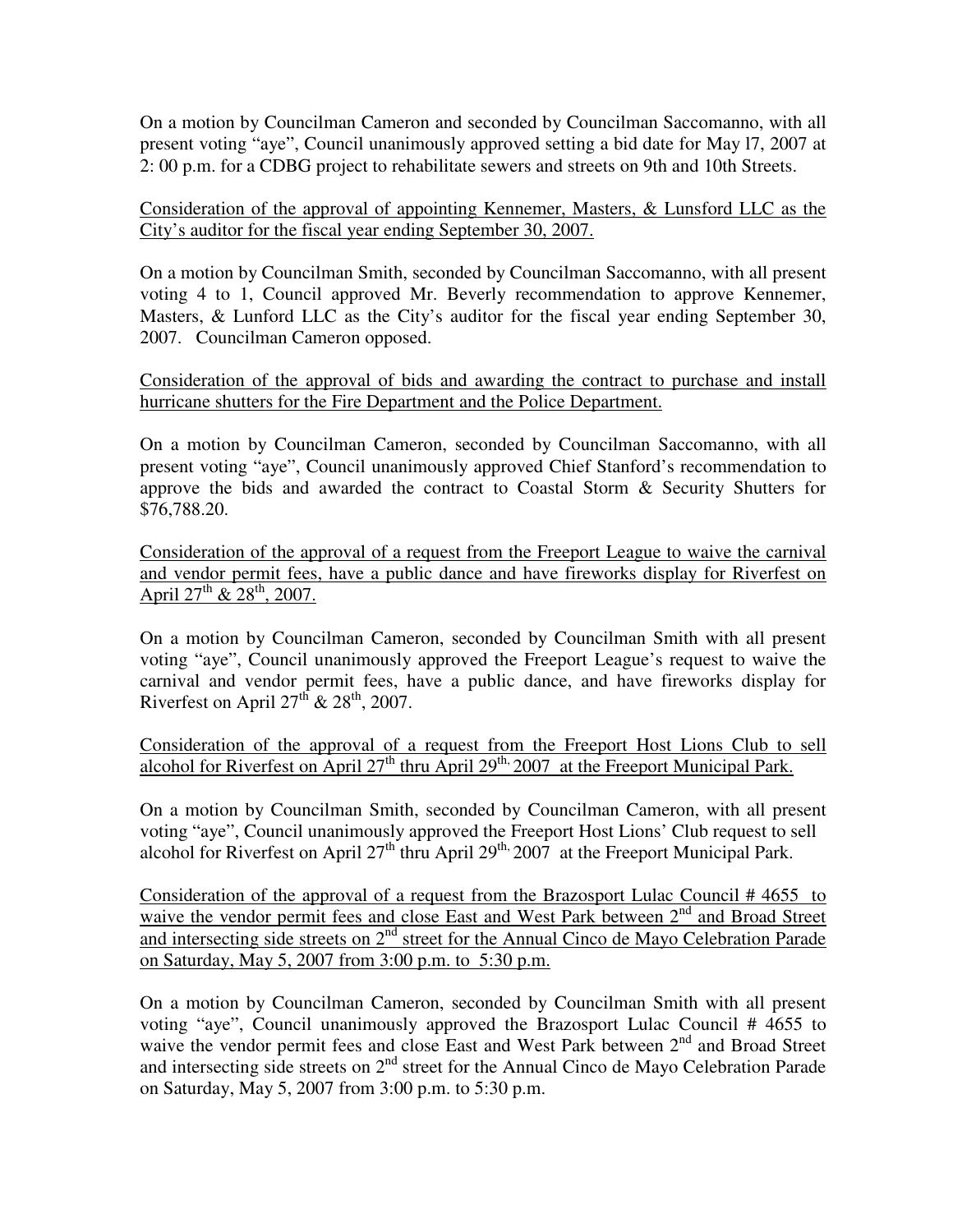On a motion by Councilman Cameron and seconded by Councilman Saccomanno, with all present voting "aye", Council unanimously approved setting a bid date for May l7, 2007 at 2: 00 p.m. for a CDBG project to rehabilitate sewers and streets on 9th and 10th Streets.

<u>Consideration of the approval of appointing Kennemer, Masters, & Lunsford LLC as the City's auditor for the fiscal year ending September 30, 2007.</u>

On a motion by Councilman Smith, seconded by Councilman Saccomanno, with all present voting 4 to 1, Council approved Mr. Beverly recommendation to approve Kennemer, Masters, & Lunford LLC as the City's auditor for the fiscal year ending September 30, 2007. Councilman Cameron opposed.

<u>Consideration of the approval of bids and awarding the contract to purchase and install hurricane shutters for the Fire Department and the Police Department.</u>

On a motion by Councilman Cameron, seconded by Councilman Saccomanno, with all present voting "aye", Council unanimously approved Chief Stanford's recommendation to approve the bids and awarded the contract to Coastal Storm & Security Shutters for $76,788.20.

<u>Consideration of the approval of a request from the Freeport League to waive the carnival and vendor permit fees, have a public dance and have fireworks display for Riverfest on April 27th & 28th, 2007.</u>

On a motion by Councilman Cameron, seconded by Councilman Smith with all present voting "aye", Council unanimously approved the Freeport League's request to waive the carnival and vendor permit fees, have a public dance, and have fireworks display for Riverfest on April 27th & 28th, 2007.

<u>Consideration of the approval of a request from the Freeport Host Lions Club to sell alcohol for Riverfest on April 27th thru April 29th, 2007 at the Freeport Municipal Park.</u>

On a motion by Councilman Smith, seconded by Councilman Cameron, with all present voting "aye", Council unanimously approved the Freeport Host Lions' Club request to sell alcohol for Riverfest on April 27th thru April 29th, 2007 at the Freeport Municipal Park.

<u>Consideration of the approval of a request from the Brazosport Lulac Council # 4655 to waive the vendor permit fees and close East and West Park between 2nd and Broad Street and intersecting side streets on 2nd street for the Annual Cinco de Mayo Celebration Parade on Saturday, May 5, 2007 from 3:00 p.m. to 5:30 p.m.</u>

On a motion by Councilman Cameron, seconded by Councilman Smith with all present voting "aye", Council unanimously approved the Brazosport Lulac Council # 4655 to waive the vendor permit fees and close East and West Park between 2nd and Broad Street and intersecting side streets on 2nd street for the Annual Cinco de Mayo Celebration Parade on Saturday, May 5, 2007 from 3:00 p.m. to 5:30 p.m.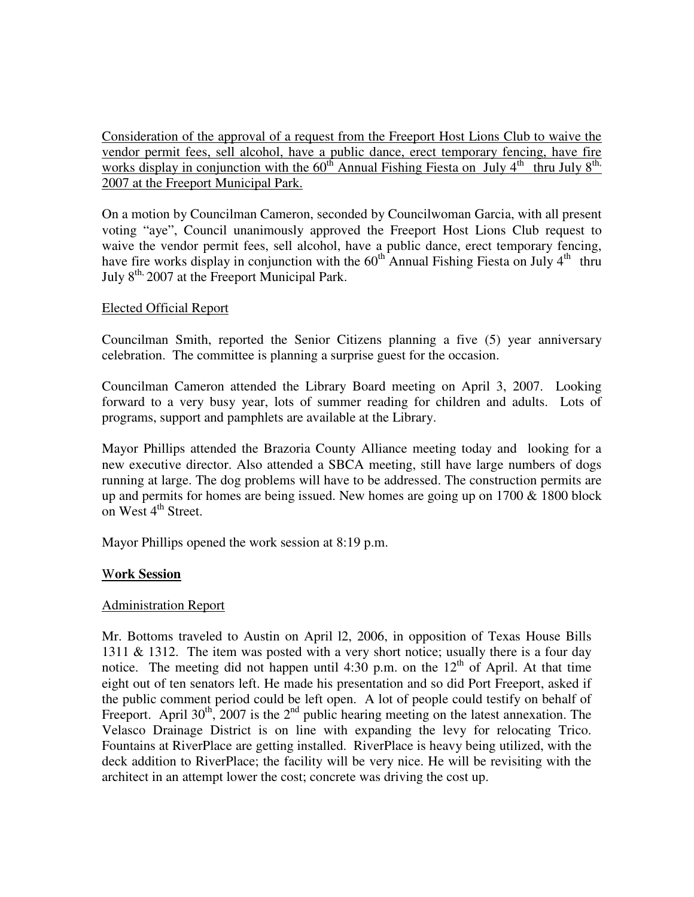Consideration of the approval of a request from the Freeport Host Lions Club to waive the vendor permit fees, sell alcohol, have a public dance, erect temporary fencing, have fire works display in conjunction with the 60th Annual Fishing Fiesta on July 4th thru July 8th, 2007 at the Freeport Municipal Park.

On a motion by Councilman Cameron, seconded by Councilwoman Garcia, with all present voting "aye", Council unanimously approved the Freeport Host Lions Club request to waive the vendor permit fees, sell alcohol, have a public dance, erect temporary fencing, have fire works display in conjunction with the 60th Annual Fishing Fiesta on July 4th thru July 8th, 2007 at the Freeport Municipal Park.

Elected Official Report

Councilman Smith, reported the Senior Citizens planning a five (5) year anniversary celebration. The committee is planning a surprise guest for the occasion.

Councilman Cameron attended the Library Board meeting on April 3, 2007. Looking forward to a very busy year, lots of summer reading for children and adults. Lots of programs, support and pamphlets are available at the Library.

Mayor Phillips attended the Brazoria County Alliance meeting today and looking for a new executive director. Also attended a SBCA meeting, still have large numbers of dogs running at large. The dog problems will have to be addressed. The construction permits are up and permits for homes are being issued. New homes are going up on 1700 & 1800 block on West 4th Street.

Mayor Phillips opened the work session at 8:19 p.m.

**Work Session**

Administration Report

Mr. Bottoms traveled to Austin on April l2, 2006, in opposition of Texas House Bills 1311 & 1312. The item was posted with a very short notice; usually there is a four day notice. The meeting did not happen until 4:30 p.m. on the 12th of April. At that time eight out of ten senators left. He made his presentation and so did Port Freeport, asked if the public comment period could be left open. A lot of people could testify on behalf of Freeport. April 30th, 2007 is the 2nd public hearing meeting on the latest annexation. The Velasco Drainage District is on line with expanding the levy for relocating Trico. Fountains at RiverPlace are getting installed. RiverPlace is heavy being utilized, with the deck addition to RiverPlace; the facility will be very nice. He will be revisiting with the architect in an attempt lower the cost; concrete was driving the cost up.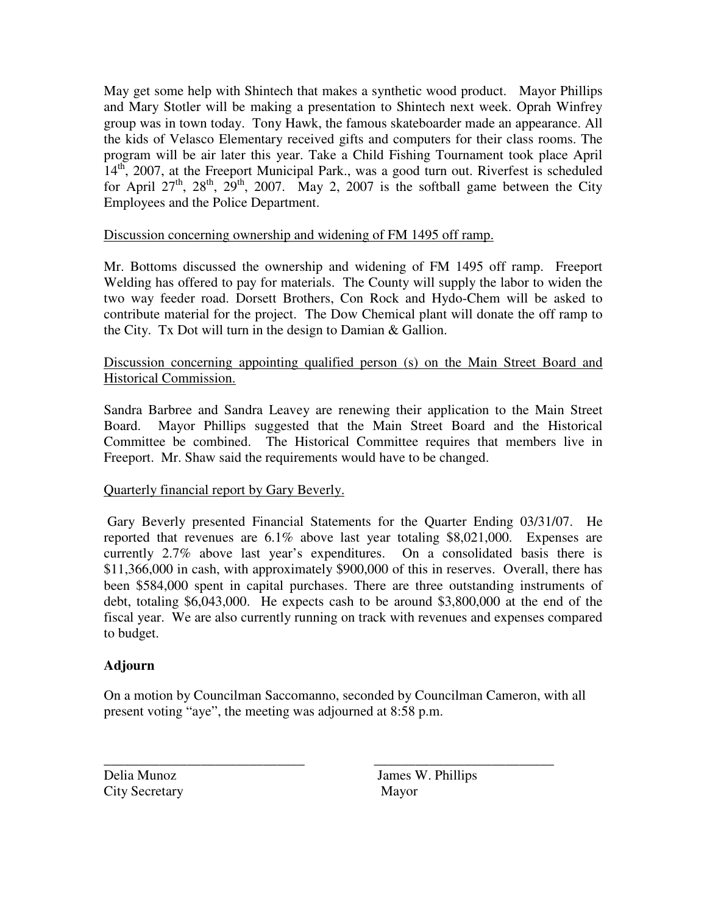May get some help with Shintech that makes a synthetic wood product. Mayor Phillips and Mary Stotler will be making a presentation to Shintech next week. Oprah Winfrey group was in town today. Tony Hawk, the famous skateboarder made an appearance. All the kids of Velasco Elementary received gifts and computers for their class rooms. The program will be air later this year. Take a Child Fishing Tournament took place April 14th, 2007, at the Freeport Municipal Park., was a good turn out. Riverfest is scheduled for April 27th, 28th, 29th, 2007. May 2, 2007 is the softball game between the City Employees and the Police Department.

Discussion concerning ownership and widening of FM 1495 off ramp.

Mr. Bottoms discussed the ownership and widening of FM 1495 off ramp. Freeport Welding has offered to pay for materials. The County will supply the labor to widen the two way feeder road. Dorsett Brothers, Con Rock and Hydo-Chem will be asked to contribute material for the project. The Dow Chemical plant will donate the off ramp to the City. Tx Dot will turn in the design to Damian & Gallion.

Discussion concerning appointing qualified person (s) on the Main Street Board and Historical Commission.

Sandra Barbree and Sandra Leavey are renewing their application to the Main Street Board. Mayor Phillips suggested that the Main Street Board and the Historical Committee be combined. The Historical Committee requires that members live in Freeport. Mr. Shaw said the requirements would have to be changed.

Quarterly financial report by Gary Beverly.

Gary Beverly presented Financial Statements for the Quarter Ending 03/31/07. He reported that revenues are 6.1% above last year totaling $8,021,000. Expenses are currently 2.7% above last year's expenditures. On a consolidated basis there is $11,366,000 in cash, with approximately $900,000 of this in reserves. Overall, there has been $584,000 spent in capital purchases. There are three outstanding instruments of debt, totaling $6,043,000. He expects cash to be around $3,800,000 at the end of the fiscal year. We are also currently running on track with revenues and expenses compared to budget.

**Adjourn**

On a motion by Councilman Saccomanno, seconded by Councilman Cameron, with all present voting "aye", the meeting was adjourned at 8:58 p.m.

______________________________ ___________________________

Delia Munoz James W. Phillips
City Secretary Mayor